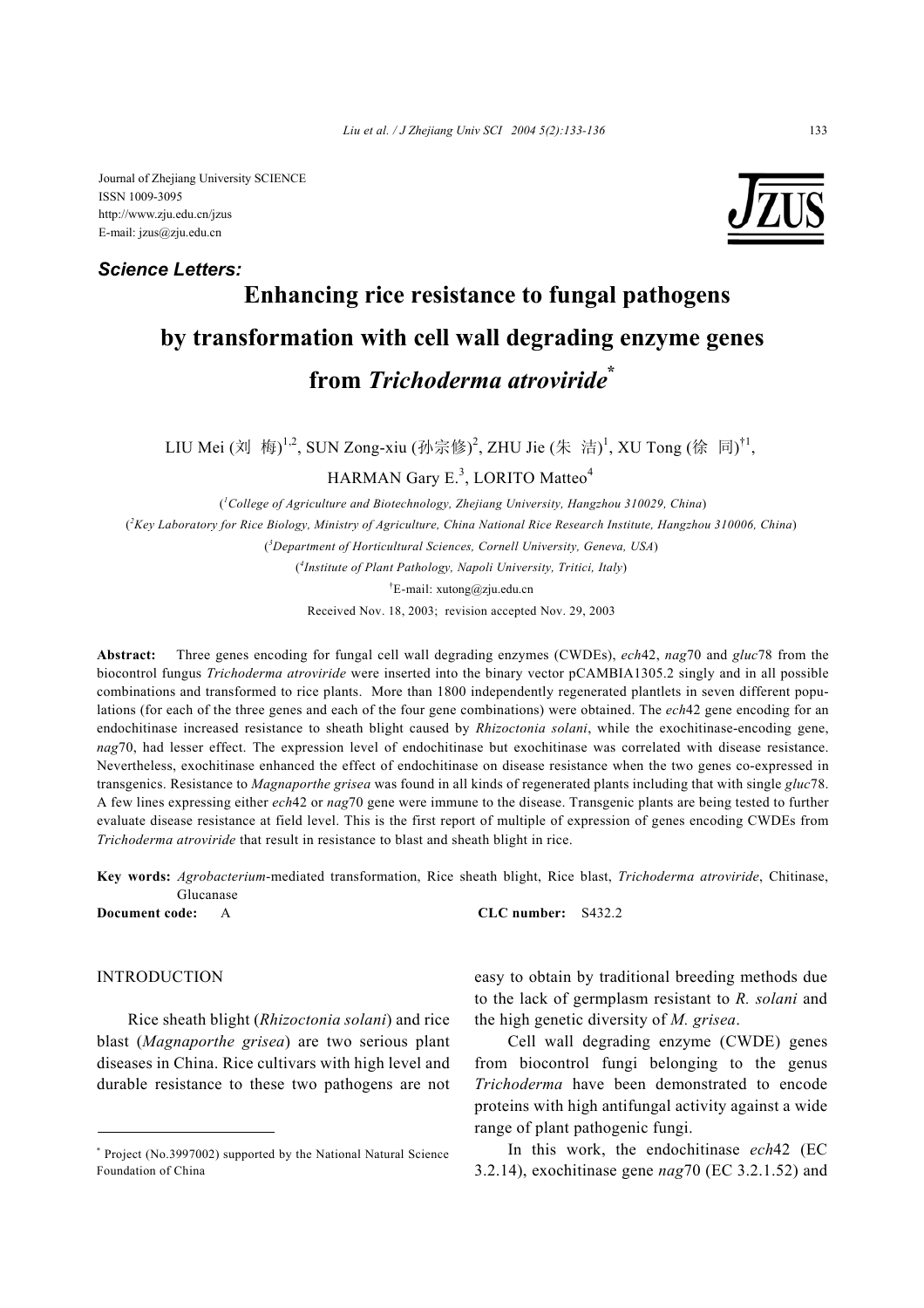Journal of Zhejiang University SCIENCE
ISSN 1009-3095
http://www.zju.edu.cn/jzus
E-mail: jzus@zju.edu.cn

***Science Letters:***

# Enhancing rice resistance to fungal pathogens by transformation with cell wall degrading enzyme genes from *Trichoderma atroviride*[*]

LIU Mei (刘 梅)[1,2], SUN Zong-xiu (孙宗修)[2], ZHU Jie (朱 洁)[1], XU Tong (徐 同)[†1], HARMAN Gary E.[3], LORITO Matteo[4]

([1]*College of Agriculture and Biotechnology, Zhejiang University, Hangzhou 310029, China*)

([2]*Key Laboratory for Rice Biology, Ministry of Agriculture, China National Rice Research Institute, Hangzhou 310006, China*)

([3]*Department of Horticultural Sciences, Cornell University, Geneva, USA*)

([4]*Institute of Plant Pathology, Napoli University, Tritici, Italy*)

[†]E-mail: xutong@zju.edu.cn

Received Nov. 18, 2003; revision accepted Nov. 29, 2003

**Abstract:** Three genes encoding for fungal cell wall degrading enzymes (CWDEs), *ech*42, *nag*70 and *gluc*78 from the biocontrol fungus *Trichoderma atroviride* were inserted into the binary vector pCAMBIA1305.2 singly and in all possible combinations and transformed to rice plants. More than 1800 independently regenerated plantlets in seven different populations (for each of the three genes and each of the four gene combinations) were obtained. The *ech*42 gene encoding for an endochitinase increased resistance to sheath blight caused by *Rhizoctonia solani*, while the exochitinase-encoding gene, *nag*70, had lesser effect. The expression level of endochitinase but exochitinase was correlated with disease resistance. Nevertheless, exochitinase enhanced the effect of endochitinase on disease resistance when the two genes co-expressed in transgenics. Resistance to *Magnaporthe grisea* was found in all kinds of regenerated plants including that with single *gluc*78. A few lines expressing either *ech*42 or *nag*70 gene were immune to the disease. Transgenic plants are being tested to further evaluate disease resistance at field level. This is the first report of multiple of expression of genes encoding CWDEs from *Trichoderma atroviride* that result in resistance to blast and sheath blight in rice.

**Key words:** *Agrobacterium*-mediated transformation, Rice sheath blight, Rice blast, *Trichoderma atroviride*, Chitinase, Glucanase

**Document code:** A **CLC number:** S432.2

## INTRODUCTION

Rice sheath blight (*Rhizoctonia solani*) and rice blast (*Magnaporthe grisea*) are two serious plant diseases in China. Rice cultivars with high level and durable resistance to these two pathogens are not easy to obtain by traditional breeding methods due to the lack of germplasm resistant to *R. solani* and the high genetic diversity of *M. grisea*.

Cell wall degrading enzyme (CWDE) genes from biocontrol fungi belonging to the genus *Trichoderma* have been demonstrated to encode proteins with high antifungal activity against a wide range of plant pathogenic fungi.

In this work, the endochitinase *ech*42 (EC 3.2.14), exochitinase gene *nag*70 (EC 3.2.1.52) and

---

[*] Project (No.3997002) supported by the National Natural Science Foundation of China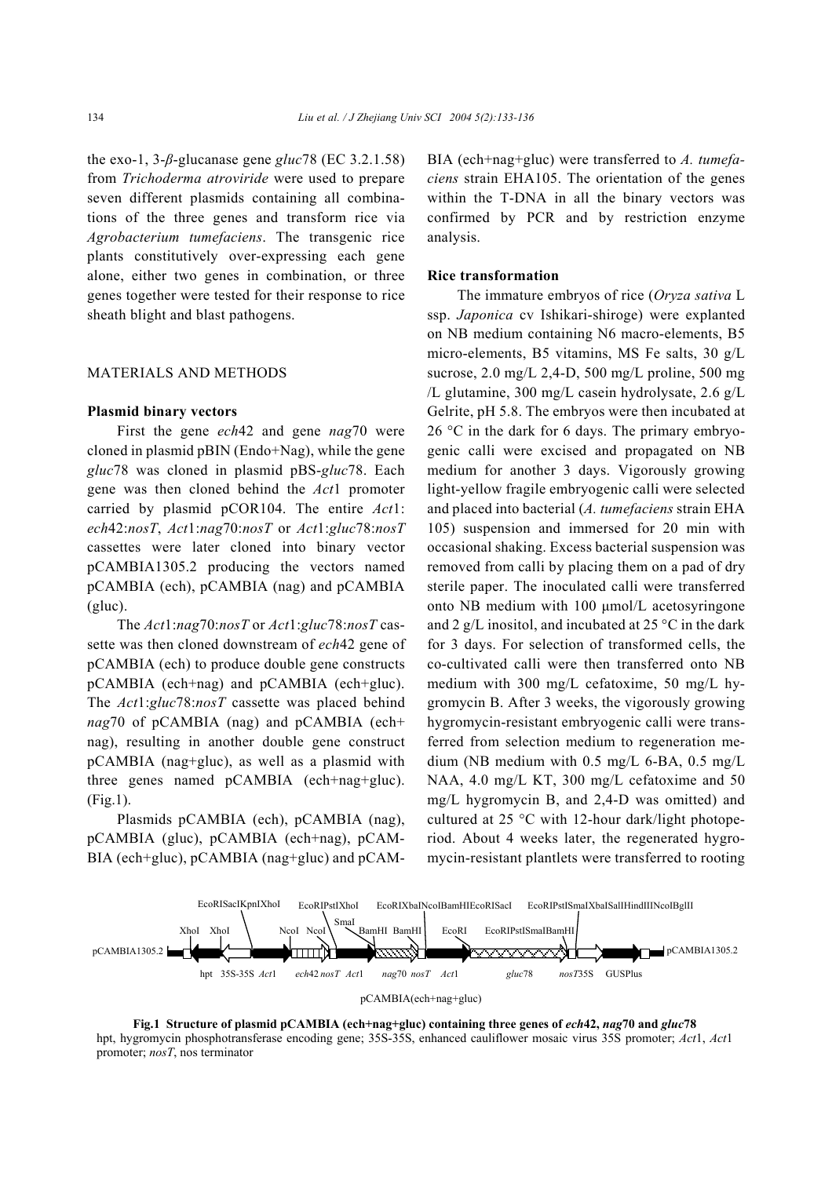the exo-1, 3-*β*-glucanase gene *gluc*78 (EC 3.2.1.58) from *Trichoderma atroviride* were used to prepare seven different plasmids containing all combinations of the three genes and transform rice via *Agrobacterium tumefaciens*. The transgenic rice plants constitutively over-expressing each gene alone, either two genes in combination, or three genes together were tested for their response to rice sheath blight and blast pathogens.

## MATERIALS AND METHODS

### Plasmid binary vectors

First the gene *ech*42 and gene *nag*70 were cloned in plasmid pBIN (Endo+Nag), while the gene *gluc*78 was cloned in plasmid pBS-*gluc*78. Each gene was then cloned behind the *Act*1 promoter carried by plasmid pCOR104. The entire *Act*1:*ech*42:*nosT*, *Act*1:*nag*70:*nosT* or *Act*1:*gluc*78:*nosT* cassettes were later cloned into binary vector pCAMBIA1305.2 producing the vectors named pCAMBIA (ech), pCAMBIA (nag) and pCAMBIA (gluc).

The *Act*1:*nag*70:*nosT* or *Act*1:*gluc*78:*nosT* cassette was then cloned downstream of *ech*42 gene of pCAMBIA (ech) to produce double gene constructs pCAMBIA (ech+nag) and pCAMBIA (ech+gluc). The *Act*1:*gluc*78:*nosT* cassette was placed behind *nag*70 of pCAMBIA (nag) and pCAMBIA (ech+nag), resulting in another double gene construct pCAMBIA (nag+gluc), as well as a plasmid with three genes named pCAMBIA (ech+nag+gluc). (Fig.1).

Plasmids pCAMBIA (ech), pCAMBIA (nag), pCAMBIA (gluc), pCAMBIA (ech+nag), pCAMBIA (ech+gluc), pCAMBIA (nag+gluc) and pCAMBIA (ech+nag+gluc) were transferred to *A. tumefaciens* strain EHA105. The orientation of the genes within the T-DNA in all the binary vectors was confirmed by PCR and by restriction enzyme analysis.

### Rice transformation

The immature embryos of rice (*Oryza sativa* L ssp. *Japonica* cv Ishikari-shiroge) were explanted on NB medium containing N6 macro-elements, B5 micro-elements, B5 vitamins, MS Fe salts, 30 g/L sucrose, 2.0 mg/L 2,4-D, 500 mg/L proline, 500 mg /L glutamine, 300 mg/L casein hydrolysate, 2.6 g/L Gelrite, pH 5.8. The embryos were then incubated at 26 °C in the dark for 6 days. The primary embryogenic calli were excised and propagated on NB medium for another 3 days. Vigorously growing light-yellow fragile embryogenic calli were selected and placed into bacterial (*A. tumefaciens* strain EHA 105) suspension and immersed for 20 min with occasional shaking. Excess bacterial suspension was removed from calli by placing them on a pad of dry sterile paper. The inoculated calli were transferred onto NB medium with 100 μmol/L acetosyringone and 2 g/L inositol, and incubated at 25 °C in the dark for 3 days. For selection of transformed cells, the co-cultivated calli were then transferred onto NB medium with 300 mg/L cefatoxime, 50 mg/L hygromycin B. After 3 weeks, the vigorously growing hygromycin-resistant embryogenic calli were transferred from selection medium to regeneration medium (NB medium with 0.5 mg/L 6-BA, 0.5 mg/L NAA, 4.0 mg/L KT, 300 mg/L cefatoxime and 50 mg/L hygromycin B, and 2,4-D was omitted) and cultured at 25 °C with 12-hour dark/light photoperiod. About 4 weeks later, the regenerated hygromycin-resistant plantlets were transferred to rooting

pCAMBIA1305.2 — XhoI XhoI — EcoRISacIKpnIXhoI — NcoI NcoI — EcoRIPstIXhoI — SmaI — BamHI BamHI — EcoRIXbaINcoIBamHIEcoRISacI — EcoRI — EcoRIPstISmaIBamHI — EcoRIPstISmaIXbaISalIHindIIINcoIBglII — pCAMBIA1305.2

hpt 35S-35S *Act*1 *ech*42 *nosT* *Act*1 *nag*70 *nosT* *Act*1 *gluc*78 *nosT*35S GUSPlus

pCAMBIA(ech+nag+gluc)

**Fig.1 Structure of plasmid pCAMBIA (ech+nag+gluc) containing three genes of *ech*42, *nag*70 and *gluc*78**
hpt, hygromycin phosphotransferase encoding gene; 35S-35S, enhanced cauliflower mosaic virus 35S promoter; *Act*1, *Act*1 promoter; *nosT*, nos terminator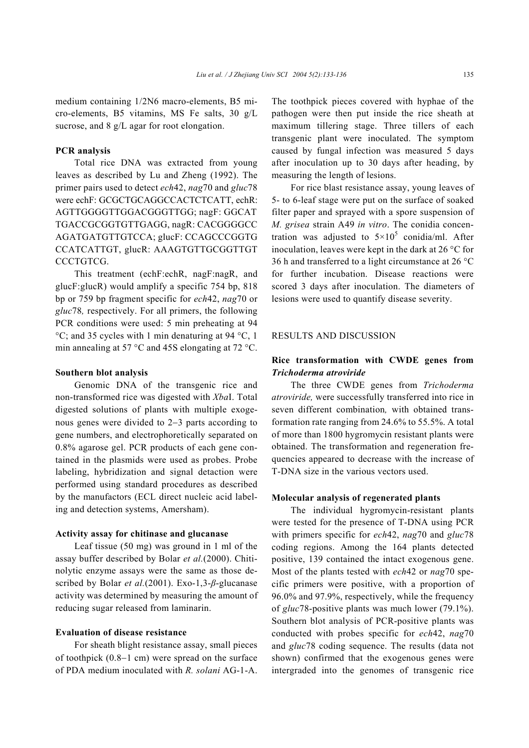medium containing 1/2N6 macro-elements, B5 micro-elements, B5 vitamins, MS Fe salts, 30 g/L sucrose, and 8 g/L agar for root elongation.

### PCR analysis

Total rice DNA was extracted from young leaves as described by Lu and Zheng (1992). The primer pairs used to detect *ech*42, *nag*70 and *gluc*78 were echF: GCGCTGCAGGCCACTCTCATT, echR: AGTTGGGGTTGGACGGGTTGG; nagF: GGCATTGACCGCGGTGTTGAGG, nagR: CACGGGGCCAGATGATGTTGTCCA; glucF: CCAGCCCGGTGCCATCATTGT, glucR: AAAGTGTTGCGGTTGTCCCTGTCG.

This treatment (echF:echR, nagF:nagR, and glucF:glucR) would amplify a specific 754 bp, 818 bp or 759 bp fragment specific for *ech*42, *nag*70 or *gluc*78*,* respectively. For all primers, the following PCR conditions were used: 5 min preheating at 94 °C; and 35 cycles with 1 min denaturing at 94 °C, 1 min annealing at 57 °C and 45S elongating at 72 °C.

### Southern blot analysis

Genomic DNA of the transgenic rice and non-transformed rice was digested with *Xba*I. Total digested solutions of plants with multiple exogenous genes were divided to 2–3 parts according to gene numbers, and electrophoretically separated on 0.8% agarose gel. PCR products of each gene contained in the plasmids were used as probes. Probe labeling, hybridization and signal detection were performed using standard procedures as described by the manufactors (ECL direct nucleic acid labeling and detection systems, Amersham).

### Activity assay for chitinase and glucanase

Leaf tissue (50 mg) was ground in 1 ml of the assay buffer described by Bolar *et al.*(2000). Chitinolytic enzyme assays were the same as those described by Bolar *et al.*(2001). Exo-1,3-*β*-glucanase activity was determined by measuring the amount of reducing sugar released from laminarin.

### Evaluation of disease resistance

For sheath blight resistance assay, small pieces of toothpick (0.8–1 cm) were spread on the surface of PDA medium inoculated with *R. solani* AG-1-A. The toothpick pieces covered with hyphae of the pathogen were then put inside the rice sheath at maximum tillering stage. Three tillers of each transgenic plant were inoculated. The symptom caused by fungal infection was measured 5 days after inoculation up to 30 days after heading, by measuring the length of lesions.

For rice blast resistance assay, young leaves of 5- to 6-leaf stage were put on the surface of soaked filter paper and sprayed with a spore suspension of *M. grisea* strain A49 *in vitro*. The conidia concentration was adjusted to $5\times10^5$ conidia/ml. After inoculation, leaves were kept in the dark at 26 °C for 36 h and transferred to a light circumstance at 26 °C for further incubation. Disease reactions were scored 3 days after inoculation. The diameters of lesions were used to quantify disease severity.

## RESULTS AND DISCUSSION

### Rice transformation with CWDE genes from *Trichoderma atroviride*

The three CWDE genes from *Trichoderma atroviride,* were successfully transferred into rice in seven different combination*,* with obtained transformation rate ranging from 24.6% to 55.5%. A total of more than 1800 hygromycin resistant plants were obtained. The transformation and regeneration frequencies appeared to decrease with the increase of T-DNA size in the various vectors used.

### Molecular analysis of regenerated plants

The individual hygromycin-resistant plants were tested for the presence of T-DNA using PCR with primers specific for *ech*42, *nag*70 and *gluc*78 coding regions. Among the 164 plants detected positive, 139 contained the intact exogenous gene. Most of the plants tested with *ech*42 or *nag*70 specific primers were positive, with a proportion of 96.0% and 97.9%, respectively, while the frequency of *gluc*78-positive plants was much lower (79.1%). Southern blot analysis of PCR-positive plants was conducted with probes specific for *ech*42, *nag*70 and *gluc*78 coding sequence. The results (data not shown) confirmed that the exogenous genes were intergraded into the genomes of transgenic rice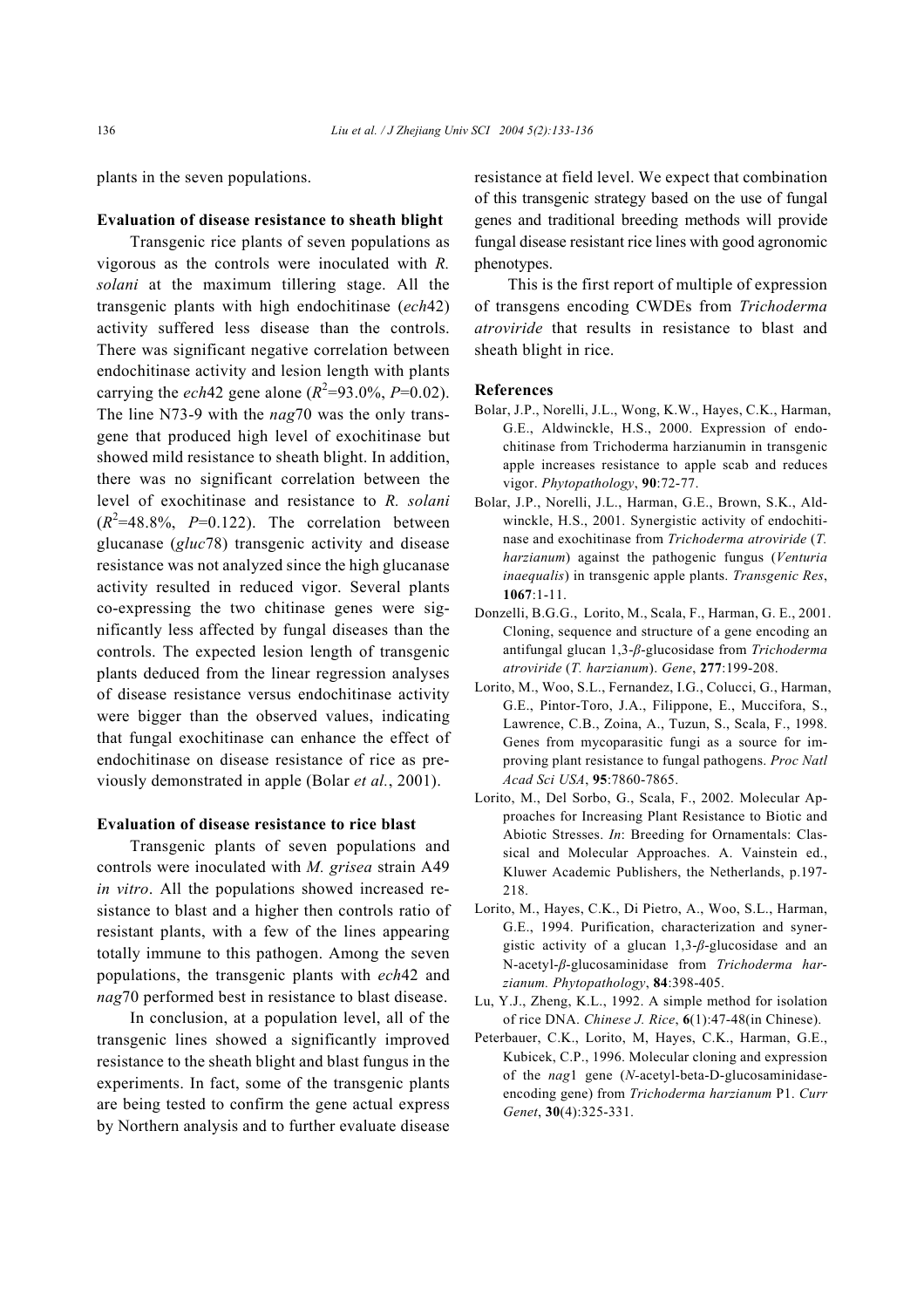plants in the seven populations.

### Evaluation of disease resistance to sheath blight

Transgenic rice plants of seven populations as vigorous as the controls were inoculated with *R. solani* at the maximum tillering stage. All the transgenic plants with high endochitinase (*ech*42) activity suffered less disease than the controls. There was significant negative correlation between endochitinase activity and lesion length with plants carrying the *ech*42 gene alone ($R^2$=93.0%, $P$=0.02). The line N73-9 with the *nag*70 was the only transgene that produced high level of exochitinase but showed mild resistance to sheath blight. In addition, there was no significant correlation between the level of exochitinase and resistance to *R. solani* ($R^2$=48.8%, $P$=0.122). The correlation between glucanase (*gluc*78) transgenic activity and disease resistance was not analyzed since the high glucanase activity resulted in reduced vigor. Several plants co-expressing the two chitinase genes were significantly less affected by fungal diseases than the controls. The expected lesion length of transgenic plants deduced from the linear regression analyses of disease resistance versus endochitinase activity were bigger than the observed values, indicating that fungal exochitinase can enhance the effect of endochitinase on disease resistance of rice as previously demonstrated in apple (Bolar *et al.*, 2001).

### Evaluation of disease resistance to rice blast

Transgenic plants of seven populations and controls were inoculated with *M. grisea* strain A49 *in vitro*. All the populations showed increased resistance to blast and a higher then controls ratio of resistant plants, with a few of the lines appearing totally immune to this pathogen. Among the seven populations, the transgenic plants with *ech*42 and *nag*70 performed best in resistance to blast disease.

In conclusion, at a population level, all of the transgenic lines showed a significantly improved resistance to the sheath blight and blast fungus in the experiments. In fact, some of the transgenic plants are being tested to confirm the gene actual express by Northern analysis and to further evaluate disease resistance at field level. We expect that combination of this transgenic strategy based on the use of fungal genes and traditional breeding methods will provide fungal disease resistant rice lines with good agronomic phenotypes.

This is the first report of multiple of expression of transgens encoding CWDEs from *Trichoderma atroviride* that results in resistance to blast and sheath blight in rice.

### References

Bolar, J.P., Norelli, J.L., Wong, K.W., Hayes, C.K., Harman, G.E., Aldwinckle, H.S., 2000. Expression of endochitinase from Trichoderma harzianumin in transgenic apple increases resistance to apple scab and reduces vigor. *Phytopathology*, **90**:72-77.

Bolar, J.P., Norelli, J.L., Harman, G.E., Brown, S.K., Aldwinckle, H.S., 2001. Synergistic activity of endochitinase and exochitinase from *Trichoderma atroviride* (*T. harzianum*) against the pathogenic fungus (*Venturia inaequalis*) in transgenic apple plants. *Transgenic Res*, **1067**:1-11.

Donzelli, B.G.G., Lorito, M., Scala, F., Harman, G. E., 2001. Cloning, sequence and structure of a gene encoding an antifungal glucan 1,3-*β*-glucosidase from *Trichoderma atroviride* (*T. harzianum*). *Gene*, **277**:199-208.

Lorito, M., Woo, S.L., Fernandez, I.G., Colucci, G., Harman, G.E., Pintor-Toro, J.A., Filippone, E., Muccifora, S., Lawrence, C.B., Zoina, A., Tuzun, S., Scala, F., 1998. Genes from mycoparasitic fungi as a source for improving plant resistance to fungal pathogens. *Proc Natl Acad Sci USA*, **95**:7860-7865.

Lorito, M., Del Sorbo, G., Scala, F., 2002. Molecular Approaches for Increasing Plant Resistance to Biotic and Abiotic Stresses. *In*: Breeding for Ornamentals: Classical and Molecular Approaches. A. Vainstein ed., Kluwer Academic Publishers, the Netherlands, p.197-218.

Lorito, M., Hayes, C.K., Di Pietro, A., Woo, S.L., Harman, G.E., 1994. Purification, characterization and synergistic activity of a glucan 1,3-*β*-glucosidase and an N-acetyl-*β*-glucosaminidase from *Trichoderma harzianum*. *Phytopathology*, **84**:398-405.

Lu, Y.J., Zheng, K.L., 1992. A simple method for isolation of rice DNA. *Chinese J. Rice*, **6**(1):47-48(in Chinese).

Peterbauer, C.K., Lorito, M, Hayes, C.K., Harman, G.E., Kubicek, C.P., 1996. Molecular cloning and expression of the *nag*1 gene (*N*-acetyl-beta-D-glucosaminidase-encoding gene) from *Trichoderma harzianum* P1. *Curr Genet*, **30**(4):325-331.